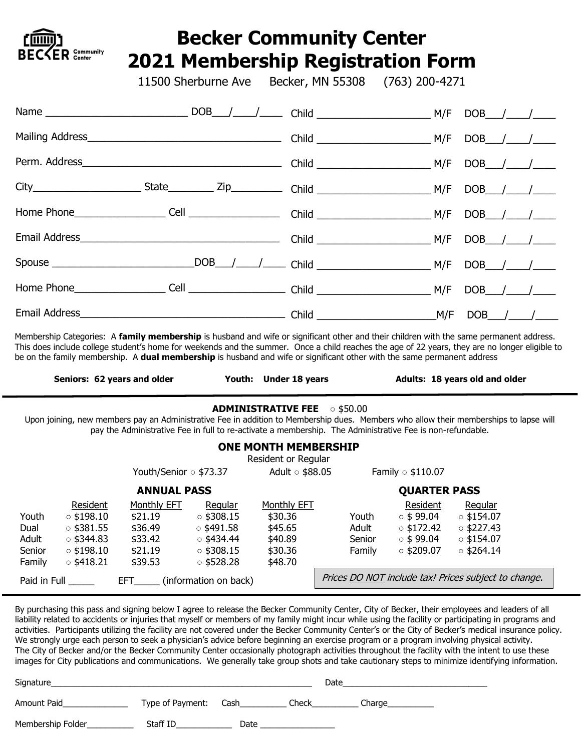# Becker Community Center
# 2021 Membership Registration Form

11500 Sherburne Ave Becker, MN 55308 (763) 200-4271

| | |
|---|---|
| Name _______________________ DOB___/____/____ | Child __________________ M/F DOB___/____/____ |
| Mailing Address________________________________ | Child __________________ M/F DOB___/____/____ |
| Perm. Address__________________________________ | Child __________________ M/F DOB___/____/____ |
| City_________________ State________ Zip_________ | Child __________________ M/F DOB___/____/____ |
| Home Phone_______________ Cell _______________ | Child __________________ M/F DOB___/____/____ |
| Email Address_________________________________ | Child __________________ M/F DOB___/____/____ |
| Spouse _______________________DOB___/____/____ | Child __________________ M/F DOB___/____/____ |
| Home Phone_______________ Cell _______________ | Child __________________ M/F DOB___/____/____ |
| Email Address_________________________________ | Child __________________ M/F DOB___/____/____ |

Membership Categories: A **family membership** is husband and wife or significant other and their children with the same permanent address. This does include college student's home for weekends and the summer. Once a child reaches the age of 22 years, they are no longer eligible to be on the family membership. A **dual membership** is husband and wife or significant other with the same permanent address

**Seniors: 62 years and older** **Youth: Under 18 years** **Adults: 18 years old and older**

**ADMINISTRATIVE FEE** ○ $50.00

Upon joining, new members pay an Administrative Fee in addition to Membership dues. Members who allow their memberships to lapse will pay the Administrative Fee in full to re-activate a membership. The Administrative Fee is non-refundable.

**ONE MONTH MEMBERSHIP**

Resident or Regular

Youth/Senior ○ $73.37 Adult ○ $88.05 Family ○ $110.07

**ANNUAL PASS**

| | Resident | Monthly EFT | Regular | Monthly EFT |
|---|---|---|---|---|
| Youth | ○ $198.10 | $21.19 | ○ $308.15 | $30.36 |
| Dual | ○ $381.55 | $36.49 | ○ $491.58 | $45.65 |
| Adult | ○ $344.83 | $33.42 | ○ $434.44 | $40.89 |
| Senior | ○ $198.10 | $21.19 | ○ $308.15 | $30.36 |
| Family | ○ $418.21 | $39.53 | ○ $528.28 | $48.70 |

Paid in Full _____ EFT_____ (information on back)

**QUARTER PASS**

| | Resident | Regular |
|---|---|---|
| Youth | ○ $ 99.04 | ○ $154.07 |
| Adult | ○ $172.42 | ○ $227.43 |
| Senior | ○ $ 99.04 | ○ $154.07 |
| Family | ○ $209.07 | ○ $264.14 |

*Prices DO NOT include tax! Prices subject to change.*

By purchasing this pass and signing below I agree to release the Becker Community Center, City of Becker, their employees and leaders of all liability related to accidents or injuries that myself or members of my family might incur while using the facility or participating in programs and activities. Participants utilizing the facility are not covered under the Becker Community Center's or the City of Becker's medical insurance policy. We strongly urge each person to seek a physician's advice before beginning an exercise program or a program involving physical activity. The City of Becker and/or the Becker Community Center occasionally photograph activities throughout the facility with the intent to use these images for City publications and communications. We generally take group shots and take cautionary steps to minimize identifying information.

Signature_______________________________________________ Date__________________________

Amount Paid______________ Type of Payment: Cash__________ Check__________ Charge__________

Membership Folder__________ Staff ID____________ Date ________________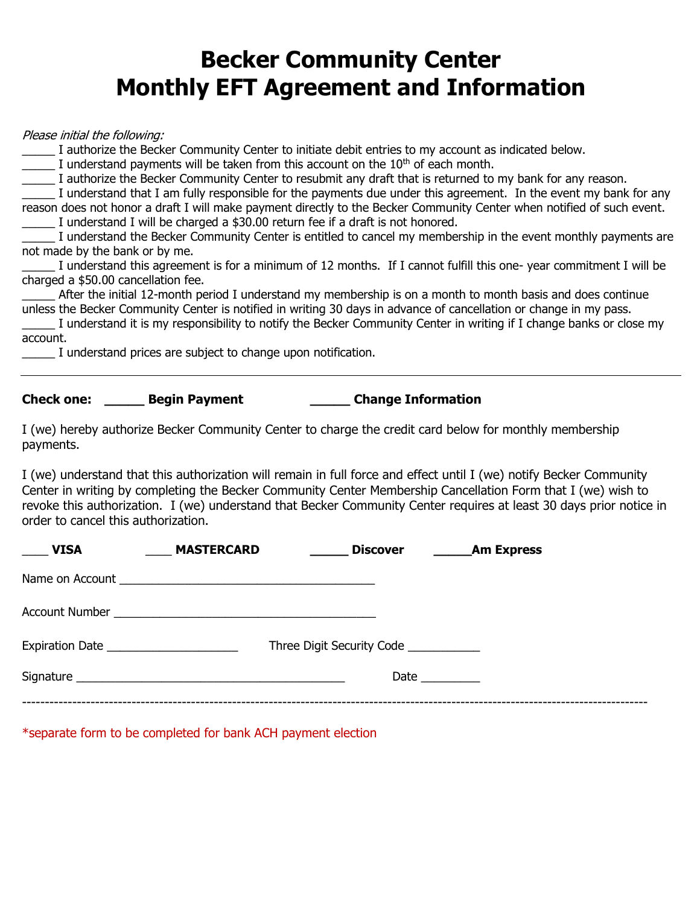# Becker Community Center
# Monthly EFT Agreement and Information

*Please initial the following:*

_____ I authorize the Becker Community Center to initiate debit entries to my account as indicated below.

_____ I understand payments will be taken from this account on the 10th of each month.

_____ I authorize the Becker Community Center to resubmit any draft that is returned to my bank for any reason.

_____ I understand that I am fully responsible for the payments due under this agreement. In the event my bank for any reason does not honor a draft I will make payment directly to the Becker Community Center when notified of such event.

_____ I understand I will be charged a $30.00 return fee if a draft is not honored.

_____ I understand the Becker Community Center is entitled to cancel my membership in the event monthly payments are not made by the bank or by me.

_____ I understand this agreement is for a minimum of 12 months. If I cannot fulfill this one- year commitment I will be charged a $50.00 cancellation fee.

_____ After the initial 12-month period I understand my membership is on a month to month basis and does continue unless the Becker Community Center is notified in writing 30 days in advance of cancellation or change in my pass.

_____ I understand it is my responsibility to notify the Becker Community Center in writing if I change banks or close my account.

_____ I understand prices are subject to change upon notification.

---

**Check one:** _____ **Begin Payment** _____ **Change Information**

I (we) hereby authorize Becker Community Center to charge the credit card below for monthly membership payments.

I (we) understand that this authorization will remain in full force and effect until I (we) notify Becker Community Center in writing by completing the Becker Community Center Membership Cancellation Form that I (we) wish to revoke this authorization. I (we) understand that Becker Community Center requires at least 30 days prior notice in order to cancel this authorization.

____ **VISA** ____ **MASTERCARD** _____ **Discover** _____**Am Express**

Name on Account ______________________________________

Account Number ______________________________________

Expiration Date ____________________ Three Digit Security Code ___________

Signature ______________________________________ Date _________

---

*separate form to be completed for bank ACH payment election